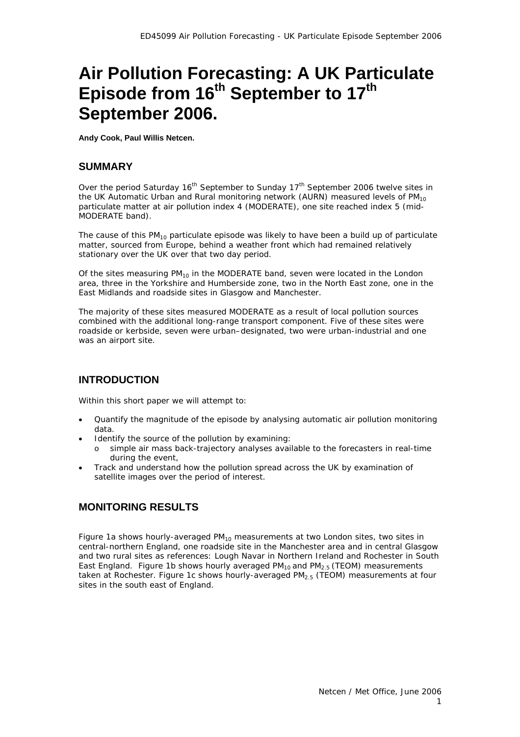# Air Pollution Forecasting: A UK Particulate Episode from 16th September to 17th September 2006.

**Andy Cook, Paul Willis Netcen.**

## SUMMARY

Over the period Saturday 16th September to Sunday 17th September 2006 twelve sites in the UK Automatic Urban and Rural monitoring network (AURN) measured levels of $PM_{10}$ particulate matter at air pollution index 4 (MODERATE), one site reached index 5 (mid-MODERATE band).

The cause of this $PM_{10}$ particulate episode was likely to have been a build up of particulate matter, sourced from Europe, behind a weather front which had remained relatively stationary over the UK over that two day period.

Of the sites measuring $PM_{10}$ in the MODERATE band, seven were located in the London area, three in the Yorkshire and Humberside zone, two in the North East zone, one in the East Midlands and roadside sites in Glasgow and Manchester.

The majority of these sites measured MODERATE as a result of local pollution sources combined with the additional long-range transport component. Five of these sites were roadside or kerbside, seven were urban–designated, two were urban-industrial and one was an airport site.

## INTRODUCTION

Within this short paper we will attempt to:

- Quantify the magnitude of the episode by analysing automatic air pollution monitoring data.
- Identify the source of the pollution by examining:
  - simple air mass back-trajectory analyses available to the forecasters in real-time during the event,
- Track and understand how the pollution spread across the UK by examination of satellite images over the period of interest.

## MONITORING RESULTS

Figure 1a shows hourly-averaged $PM_{10}$ measurements at two London sites, two sites in central-northern England, one roadside site in the Manchester area and in central Glasgow and two rural sites as references: Lough Navar in Northern Ireland and Rochester in South East England. Figure 1b shows hourly averaged $PM_{10}$ and $PM_{2.5}$ (TEOM) measurements taken at Rochester. Figure 1c shows hourly-averaged $PM_{2.5}$ (TEOM) measurements at four sites in the south east of England.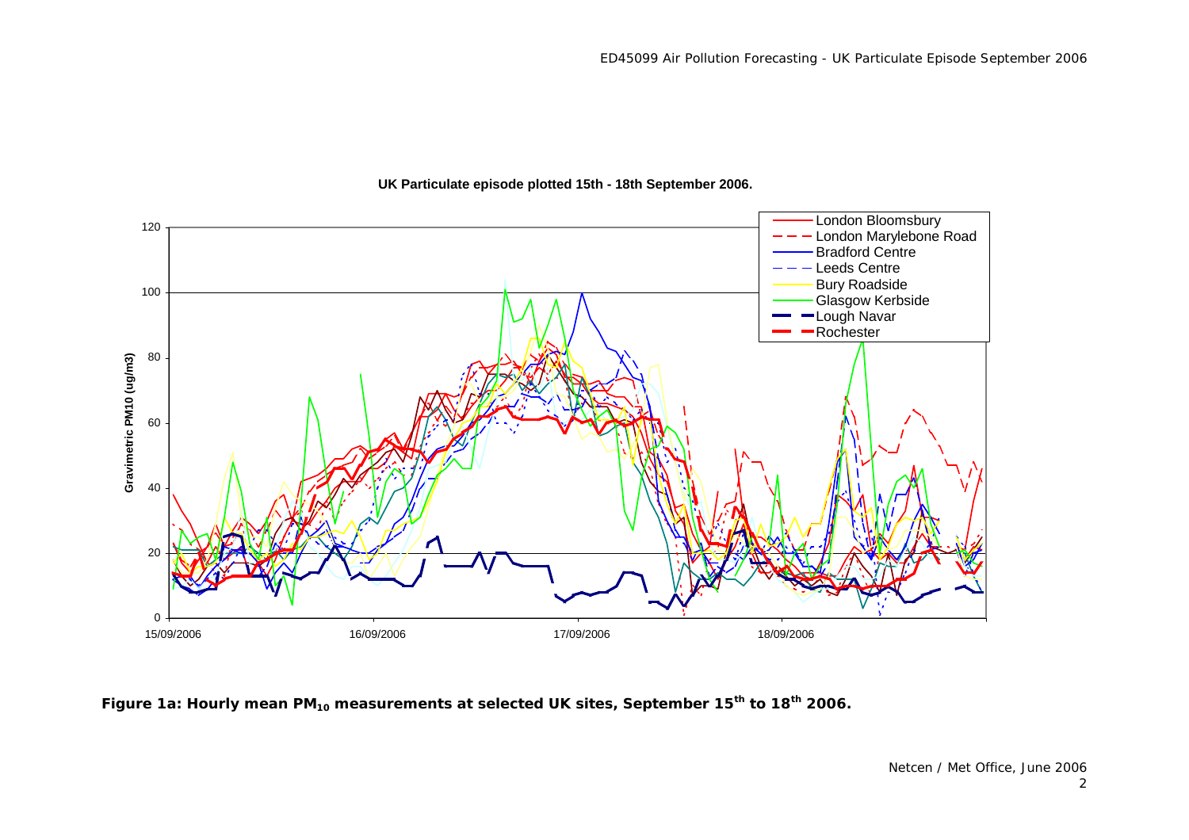**UK Particulate episode plotted 15th - 18th September 2006.**

**Figure 1a: Hourly mean $PM_{10}$ measurements at selected UK sites, September 15th to 18th 2006.**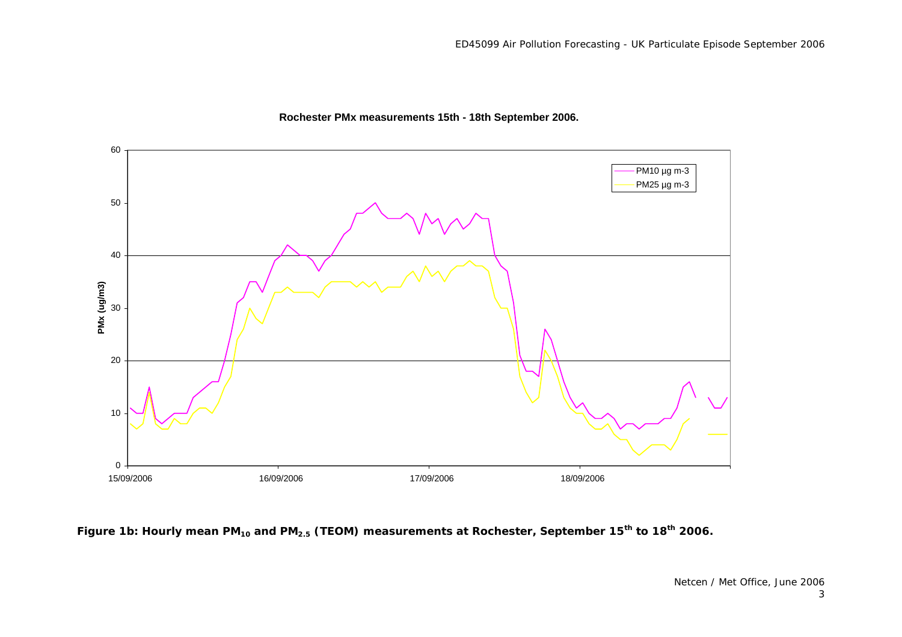**Rochester PMx measurements 15th - 18th September 2006.**

**Figure 1b: Hourly mean $PM_{10}$ and $PM_{2.5}$ (TEOM) measurements at Rochester, September 15th to 18th 2006.**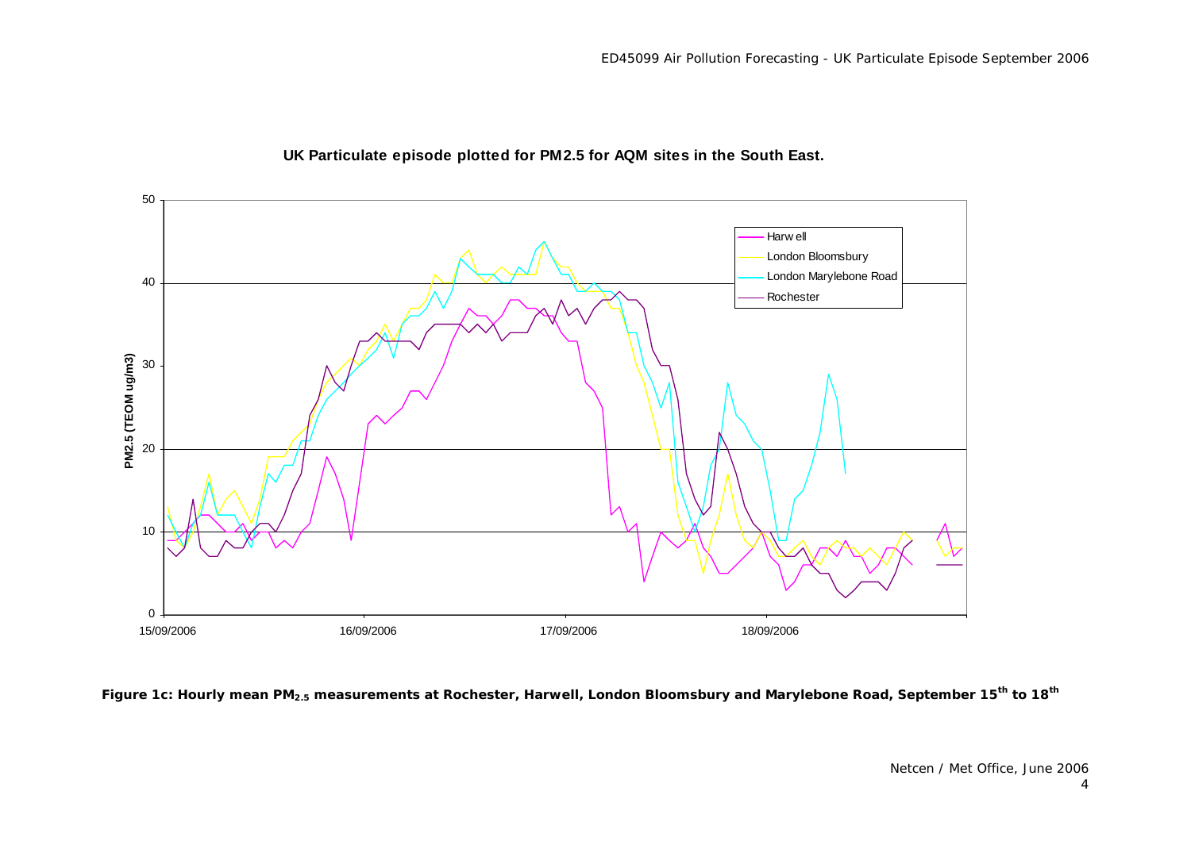**UK Particulate episode plotted for PM2.5 for AQM sites in the South East.**

**Figure 1c: Hourly mean $PM_{2.5}$ measurements at Rochester, Harwell, London Bloomsbury and Marylebone Road, September 15th to 18th**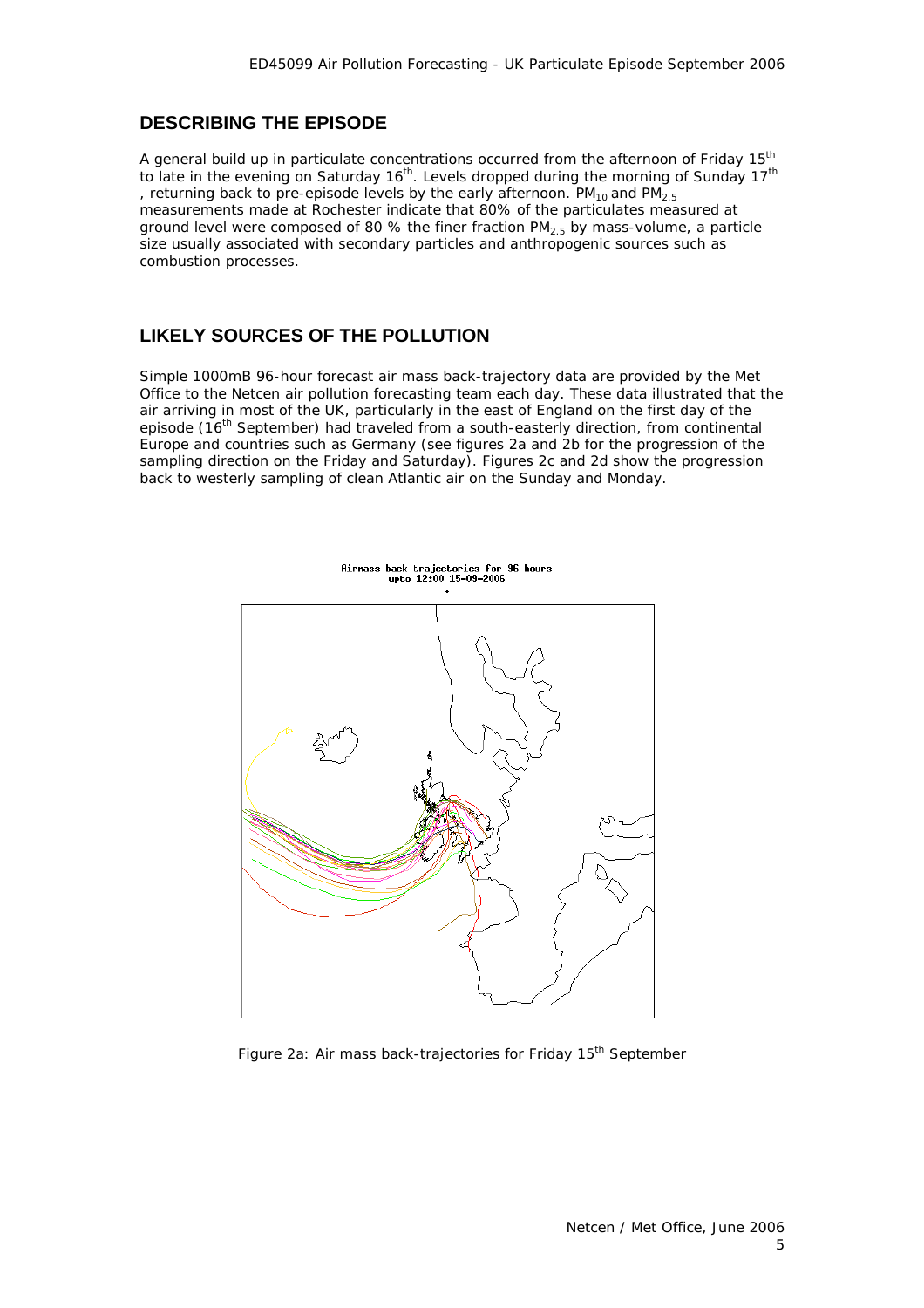## DESCRIBING THE EPISODE

A general build up in particulate concentrations occurred from the afternoon of Friday 15th to late in the evening on Saturday 16th. Levels dropped during the morning of Sunday 17th, returning back to pre-episode levels by the early afternoon. $PM_{10}$ and $PM_{2.5}$ measurements made at Rochester indicate that 80% of the particulates measured at ground level were composed of 80 % the finer fraction $PM_{2.5}$ by mass-volume, a particle size usually associated with secondary particles and anthropogenic sources such as combustion processes.

## LIKELY SOURCES OF THE POLLUTION

Simple 1000mB 96-hour forecast air mass back-trajectory data are provided by the Met Office to the Netcen air pollution forecasting team each day. These data illustrated that the air arriving in most of the UK, particularly in the east of England on the first day of the episode (16th September) had traveled from a south-easterly direction, from continental Europe and countries such as Germany (see figures 2a and 2b for the progression of the sampling direction on the Friday and Saturday). Figures 2c and 2d show the progression back to westerly sampling of clean Atlantic air on the Sunday and Monday.

Figure 2a: Air mass back-trajectories for Friday 15th September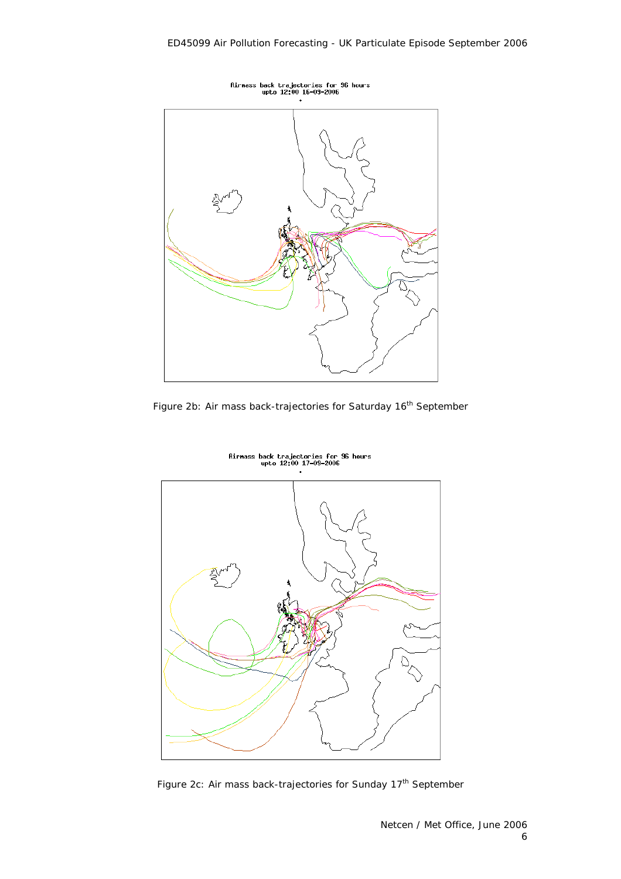Airmass back trajectories for 96 hours
upto 12:00 16-09-2006

Figure 2b: Air mass back-trajectories for Saturday 16th September

Airmass back trajectories for 96 hours
upto 12:00 17-09-2006

Figure 2c: Air mass back-trajectories for Sunday 17th September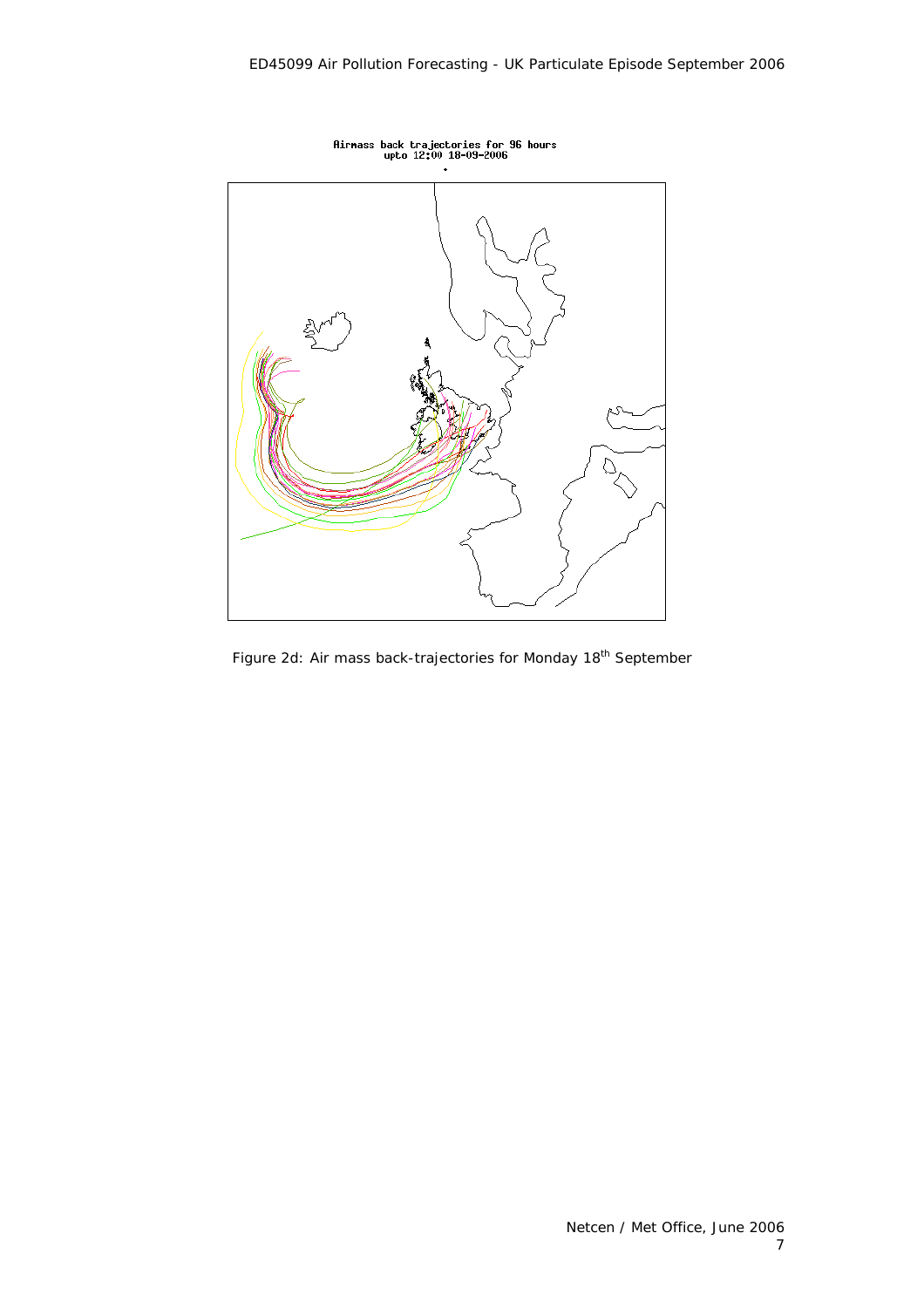Figure 2d: Air mass back-trajectories for Monday 18th September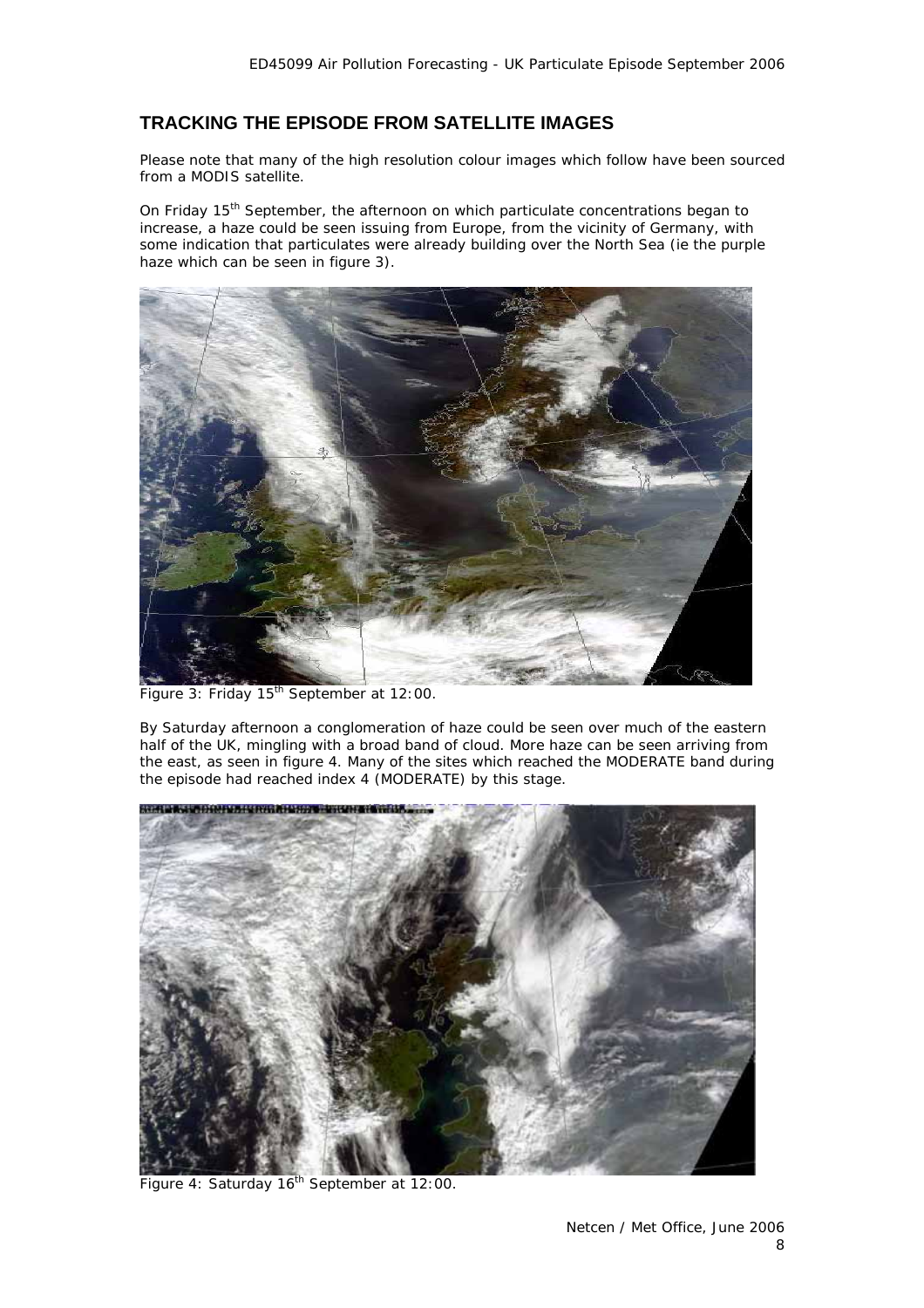## TRACKING THE EPISODE FROM SATELLITE IMAGES

Please note that many of the high resolution colour images which follow have been sourced from a MODIS satellite.

On Friday 15th September, the afternoon on which particulate concentrations began to increase, a haze could be seen issuing from Europe, from the vicinity of Germany, with some indication that particulates were already building over the North Sea (ie the purple haze which can be seen in figure 3).

Figure 3: Friday 15th September at 12:00.

By Saturday afternoon a conglomeration of haze could be seen over much of the eastern half of the UK, mingling with a broad band of cloud. More haze can be seen arriving from the east, as seen in figure 4. Many of the sites which reached the MODERATE band during the episode had reached index 4 (MODERATE) by this stage.

Figure 4: Saturday 16th September at 12:00.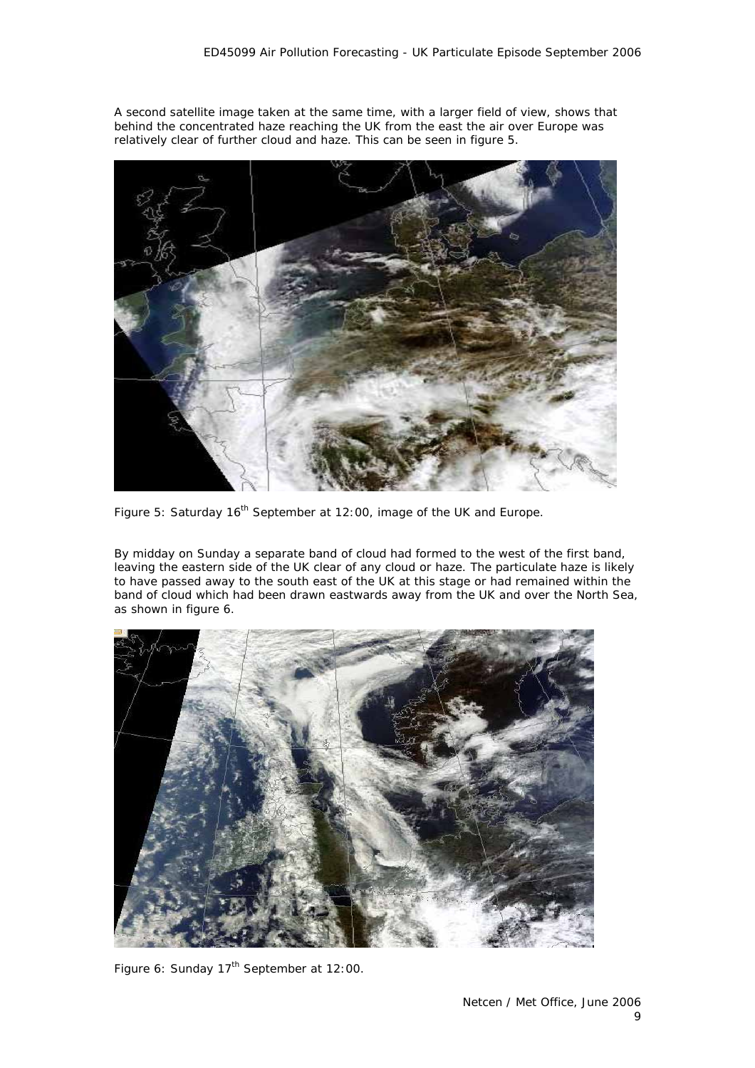A second satellite image taken at the same time, with a larger field of view, shows that behind the concentrated haze reaching the UK from the east the air over Europe was relatively clear of further cloud and haze. This can be seen in figure 5.

Figure 5: Saturday 16th September at 12:00, image of the UK and Europe.

By midday on Sunday a separate band of cloud had formed to the west of the first band, leaving the eastern side of the UK clear of any cloud or haze. The particulate haze is likely to have passed away to the south east of the UK at this stage or had remained within the band of cloud which had been drawn eastwards away from the UK and over the North Sea, as shown in figure 6.

Figure 6: Sunday 17th September at 12:00.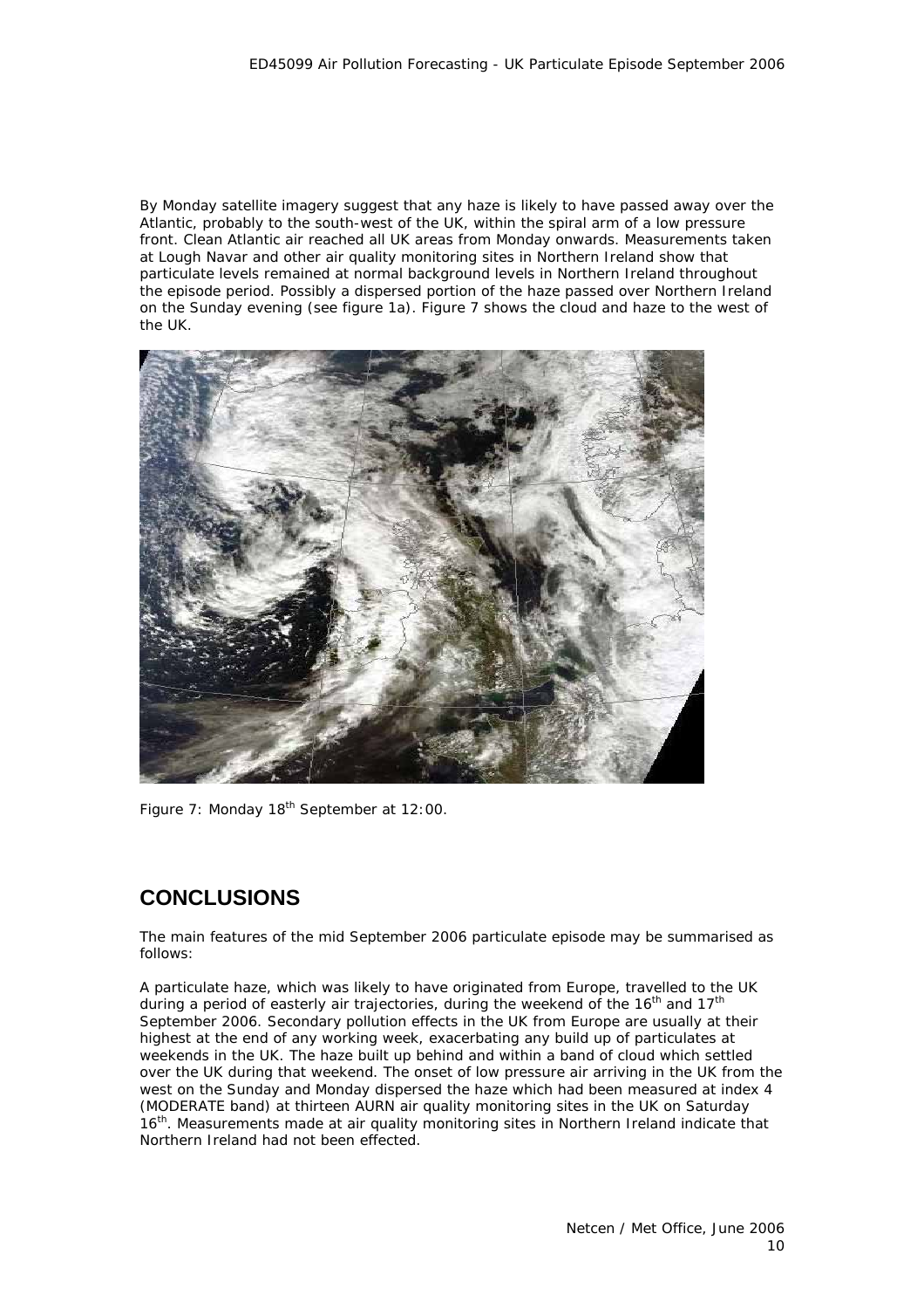By Monday satellite imagery suggest that any haze is likely to have passed away over the Atlantic, probably to the south-west of the UK, within the spiral arm of a low pressure front. Clean Atlantic air reached all UK areas from Monday onwards. Measurements taken at Lough Navar and other air quality monitoring sites in Northern Ireland show that particulate levels remained at normal background levels in Northern Ireland throughout the episode period. Possibly a dispersed portion of the haze passed over Northern Ireland on the Sunday evening (see figure 1a). Figure 7 shows the cloud and haze to the west of the UK.

Figure 7: Monday 18th September at 12:00.

## CONCLUSIONS

The main features of the mid September 2006 particulate episode may be summarised as follows:

A particulate haze, which was likely to have originated from Europe, travelled to the UK during a period of easterly air trajectories, during the weekend of the 16th and 17th September 2006. Secondary pollution effects in the UK from Europe are usually at their highest at the end of any working week, exacerbating any build up of particulates at weekends in the UK. The haze built up behind and within a band of cloud which settled over the UK during that weekend. The onset of low pressure air arriving in the UK from the west on the Sunday and Monday dispersed the haze which had been measured at index 4 (MODERATE band) at thirteen AURN air quality monitoring sites in the UK on Saturday 16th. Measurements made at air quality monitoring sites in Northern Ireland indicate that Northern Ireland had not been effected.

Netcen / Met Office, June 2006